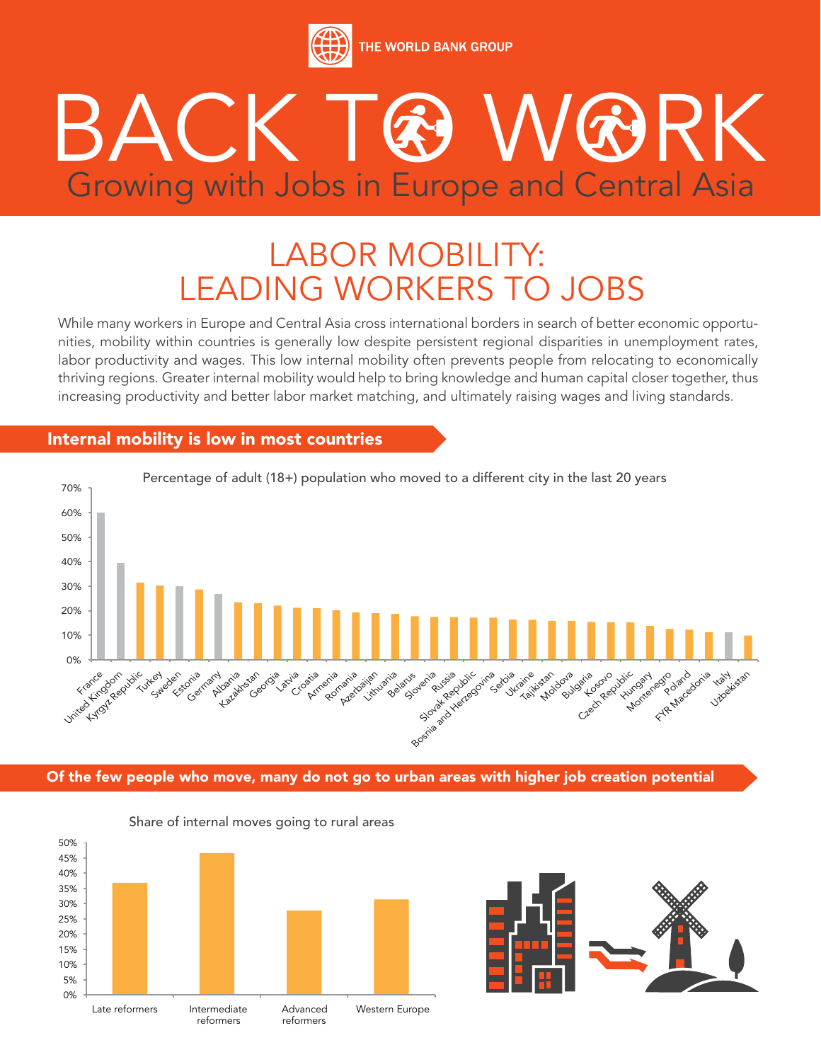THE WORLD BANK GROUP

# BACK TO WORK

## Growing with Jobs in Europe and Central Asia

# LABOR MOBILITY: LEADING WORKERS TO JOBS

While many workers in Europe and Central Asia cross international borders in search of better economic opportunities, mobility within countries is generally low despite persistent regional disparities in unemployment rates, labor productivity and wages. This low internal mobility often prevents people from relocating to economically thriving regions. Greater internal mobility would help to bring knowledge and human capital closer together, thus increasing productivity and better labor market matching, and ultimately raising wages and living standards.

## Internal mobility is low in most countries

Percentage of adult (18+) population who moved to a different city in the last 20 years

France, United Kingdom, Kyrgyz Republic, Turkey, Sweden, Estonia, Germany, Albania, Kazakhstan, Georgia, Latvia, Croatia, Armenia, Romania, Azerbaijan, Lithuania, Belarus, Slovenia, Russia, Slovak Republic, Bosnia and Herzegovina, Serbia, Ukraine, Tajikistan, Moldova, Bulgaria, Kosovo, Czech Republic, Hungary, Montenegro, Poland, FYR Macedonia, Italy, Uzbekistan

## Of the few people who move, many do not go to urban areas with higher job creation potential

Share of internal moves going to rural areas

Late reformers, Intermediate reformers, Advanced reformers, Western Europe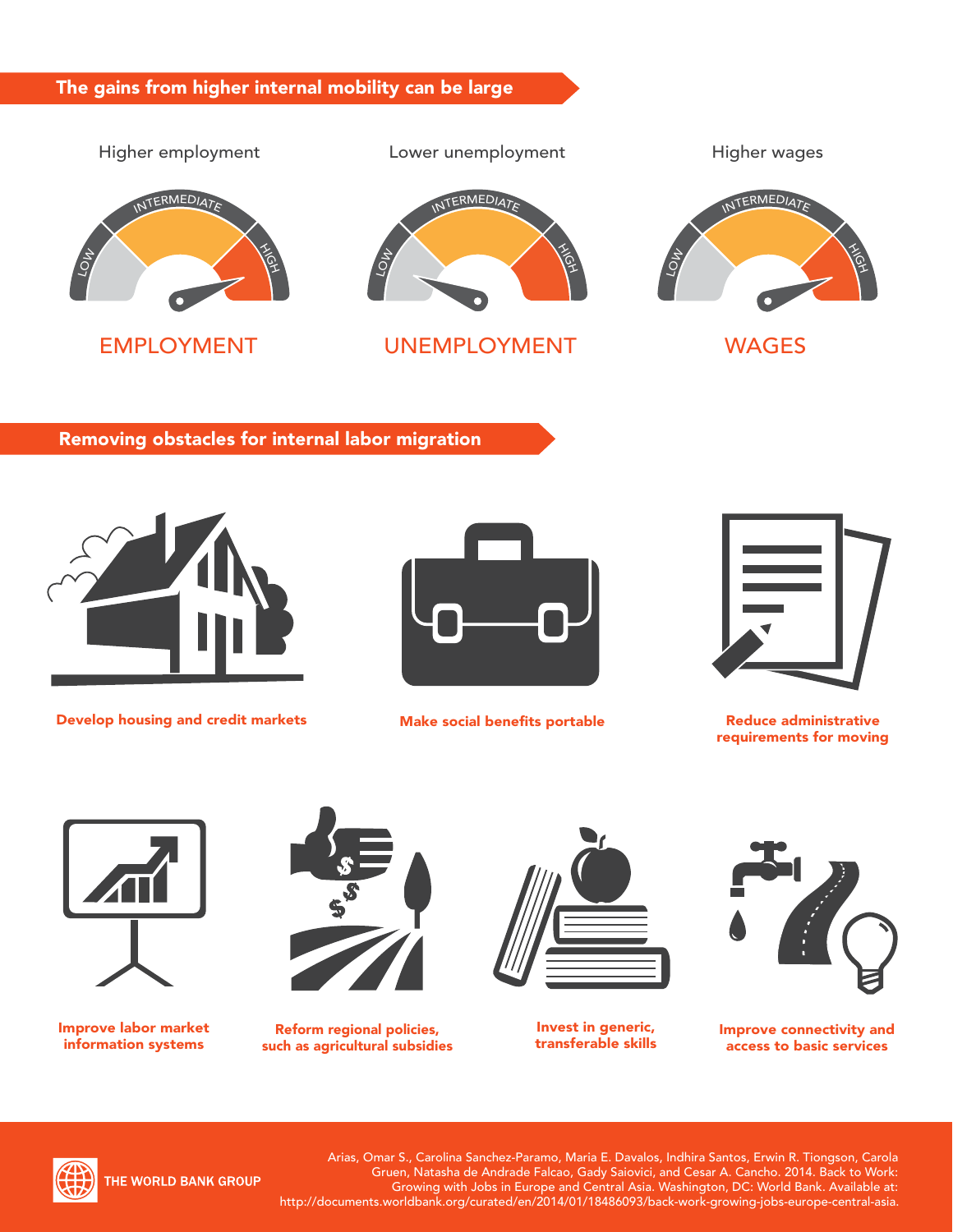## The gains from higher internal mobility can be large

Higher employment

INTERMEDIATE
LOW
HIGH

EMPLOYMENT

Lower unemployment

INTERMEDIATE
LOW
HIGH

UNEMPLOYMENT

Higher wages

INTERMEDIATE
LOW
HIGH

WAGES

## Removing obstacles for internal labor migration

**Develop housing and credit markets**

**Make social benefits portable**

**Reduce administrative requirements for moving**

**Improve labor market information systems**

**Reform regional policies, such as agricultural subsidies**

**Invest in generic, transferable skills**

**Improve connectivity and access to basic services**

THE WORLD BANK GROUP

Arias, Omar S., Carolina Sanchez-Paramo, Maria E. Davalos, Indhira Santos, Erwin R. Tiongson, Carola Gruen, Natasha de Andrade Falcao, Gady Saiovici, and Cesar A. Cancho. 2014. Back to Work: Growing with Jobs in Europe and Central Asia. Washington, DC: World Bank. Available at: http://documents.worldbank.org/curated/en/2014/01/18486093/back-work-growing-jobs-europe-central-asia.